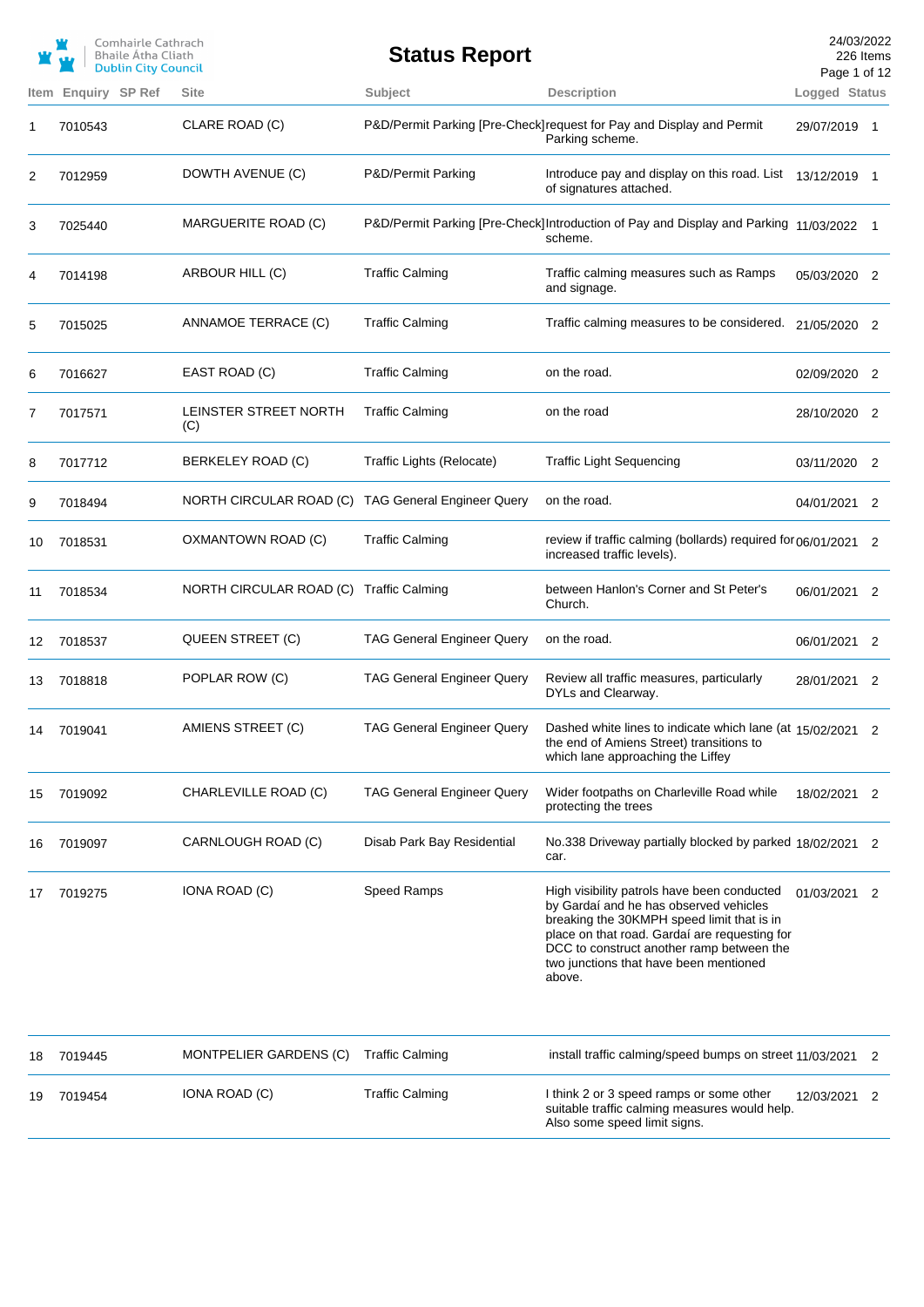# Status Report

Comhairle Cathrach Bhaile Átha Cliath
Dublin City Council

24/03/2022
226 Items

| Item | Enquiry | SP Ref | Site | Subject | Description | Logged | Status |
|---|---|---|---|---|---|---|---|
| 1 | 7010543 | | CLARE ROAD (C) | P&D/Permit Parking [Pre-Check] | request for Pay and Display and Permit Parking scheme. | 29/07/2019 | 1 |
| 2 | 7012959 | | DOWTH AVENUE (C) | P&D/Permit Parking | Introduce pay and display on this road. List of signatures attached. | 13/12/2019 | 1 |
| 3 | 7025440 | | MARGUERITE ROAD (C) | P&D/Permit Parking [Pre-Check] | Introduction of Pay and Display and Parking scheme. | 11/03/2022 | 1 |
| 4 | 7014198 | | ARBOUR HILL (C) | Traffic Calming | Traffic calming measures such as Ramps and signage. | 05/03/2020 | 2 |
| 5 | 7015025 | | ANNAMOE TERRACE (C) | Traffic Calming | Traffic calming measures to be considered. | 21/05/2020 | 2 |
| 6 | 7016627 | | EAST ROAD (C) | Traffic Calming | on the road. | 02/09/2020 | 2 |
| 7 | 7017571 | | LEINSTER STREET NORTH (C) | Traffic Calming | on the road | 28/10/2020 | 2 |
| 8 | 7017712 | | BERKELEY ROAD (C) | Traffic Lights (Relocate) | Traffic Light Sequencing | 03/11/2020 | 2 |
| 9 | 7018494 | | NORTH CIRCULAR ROAD (C) | TAG General Engineer Query | on the road. | 04/01/2021 | 2 |
| 10 | 7018531 | | OXMANTOWN ROAD (C) | Traffic Calming | review if traffic calming (bollards) required for increased traffic levels). | 06/01/2021 | 2 |
| 11 | 7018534 | | NORTH CIRCULAR ROAD (C) | Traffic Calming | between Hanlon's Corner and St Peter's Church. | 06/01/2021 | 2 |
| 12 | 7018537 | | QUEEN STREET (C) | TAG General Engineer Query | on the road. | 06/01/2021 | 2 |
| 13 | 7018818 | | POPLAR ROW (C) | TAG General Engineer Query | Review all traffic measures, particularly DYLs and Clearway. | 28/01/2021 | 2 |
| 14 | 7019041 | | AMIENS STREET (C) | TAG General Engineer Query | Dashed white lines to indicate which lane (at the end of Amiens Street) transitions to which lane approaching the Liffey | 15/02/2021 | 2 |
| 15 | 7019092 | | CHARLEVILLE ROAD (C) | TAG General Engineer Query | Wider footpaths on Charleville Road while protecting the trees | 18/02/2021 | 2 |
| 16 | 7019097 | | CARNLOUGH ROAD (C) | Disab Park Bay Residential | No.338 Driveway partially blocked by parked car. | 18/02/2021 | 2 |
| 17 | 7019275 | | IONA ROAD (C) | Speed Ramps | High visibility patrols have been conducted by Gardaí and he has observed vehicles breaking the 30KMPH speed limit that is in place on that road. Gardaí are requesting for DCC to construct another ramp between the two junctions that have been mentioned above. | 01/03/2021 | 2 |
| 18 | 7019445 | | MONTPELIER GARDENS (C) | Traffic Calming | install traffic calming/speed bumps on street | 11/03/2021 | 2 |
| 19 | 7019454 | | IONA ROAD (C) | Traffic Calming | I think 2 or 3 speed ramps or some other suitable traffic calming measures would help. Also some speed limit signs. | 12/03/2021 | 2 |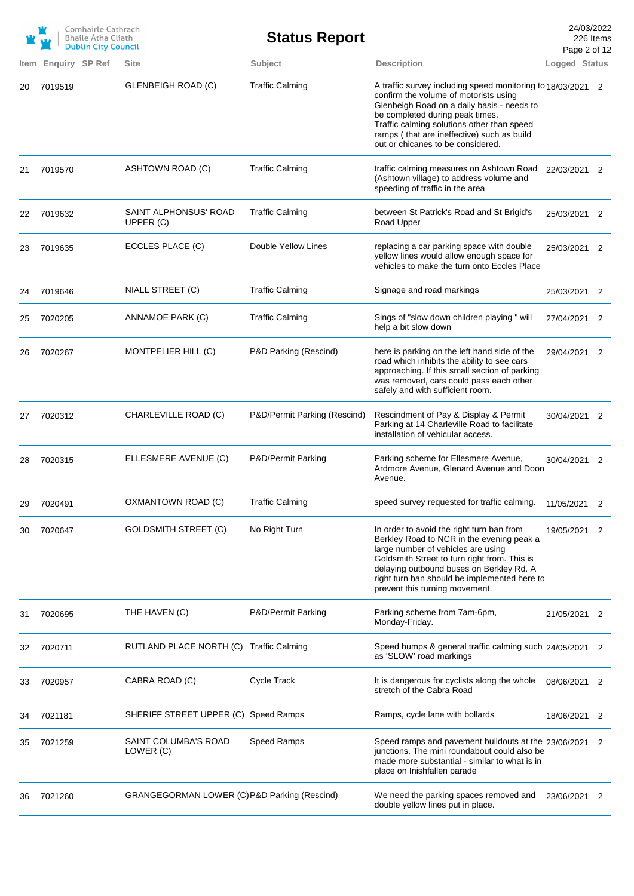| Item | Enquiry | SP Ref | Site | Subject | Description | Logged | Status |
|---|---|---|---|---|---|---|---|
| 20 | 7019519 | | GLENBEIGH ROAD (C) | Traffic Calming | A traffic survey including speed monitoring to confirm the volume of motorists using Glenbeigh Road on a daily basis - needs to be completed during peak times. Traffic calming solutions other than speed ramps ( that are ineffective) such as build out or chicanes to be considered. | 18/03/2021 | 2 |
| 21 | 7019570 | | ASHTOWN ROAD (C) | Traffic Calming | traffic calming measures on Ashtown Road (Ashtown village) to address volume and speeding of traffic in the area | 22/03/2021 | 2 |
| 22 | 7019632 | | SAINT ALPHONSUS' ROAD UPPER (C) | Traffic Calming | between St Patrick's Road and St Brigid's Road Upper | 25/03/2021 | 2 |
| 23 | 7019635 | | ECCLES PLACE (C) | Double Yellow Lines | replacing a car parking space with double yellow lines would allow enough space for vehicles to make the turn onto Eccles Place | 25/03/2021 | 2 |
| 24 | 7019646 | | NIALL STREET (C) | Traffic Calming | Signage and road markings | 25/03/2021 | 2 |
| 25 | 7020205 | | ANNAMOE PARK (C) | Traffic Calming | Sings of "slow down children playing " will help a bit slow down | 27/04/2021 | 2 |
| 26 | 7020267 | | MONTPELIER HILL (C) | P&D Parking (Rescind) | here is parking on the left hand side of the road which inhibits the ability to see cars approaching. If this small section of parking was removed, cars could pass each other safely and with sufficient room. | 29/04/2021 | 2 |
| 27 | 7020312 | | CHARLEVILLE ROAD (C) | P&D/Permit Parking (Rescind) | Rescindment of Pay & Display & Permit Parking at 14 Charleville Road to facilitate installation of vehicular access. | 30/04/2021 | 2 |
| 28 | 7020315 | | ELLESMERE AVENUE (C) | P&D/Permit Parking | Parking scheme for Ellesmere Avenue, Ardmore Avenue, Glenard Avenue and Doon Avenue. | 30/04/2021 | 2 |
| 29 | 7020491 | | OXMANTOWN ROAD (C) | Traffic Calming | speed survey requested for traffic calming. | 11/05/2021 | 2 |
| 30 | 7020647 | | GOLDSMITH STREET (C) | No Right Turn | In order to avoid the right turn ban from Berkley Road to NCR in the evening peak a large number of vehicles are using Goldsmith Street to turn right from. This is delaying outbound buses on Berkley Rd. A right turn ban should be implemented here to prevent this turning movement. | 19/05/2021 | 2 |
| 31 | 7020695 | | THE HAVEN (C) | P&D/Permit Parking | Parking scheme from 7am-6pm, Monday-Friday. | 21/05/2021 | 2 |
| 32 | 7020711 | | RUTLAND PLACE NORTH (C) | Traffic Calming | Speed bumps & general traffic calming such as 'SLOW' road markings | 24/05/2021 | 2 |
| 33 | 7020957 | | CABRA ROAD (C) | Cycle Track | It is dangerous for cyclists along the whole stretch of the Cabra Road | 08/06/2021 | 2 |
| 34 | 7021181 | | SHERIFF STREET UPPER (C) | Speed Ramps | Ramps, cycle lane with bollards | 18/06/2021 | 2 |
| 35 | 7021259 | | SAINT COLUMBA'S ROAD LOWER (C) | Speed Ramps | Speed ramps and pavement buildouts at the junctions. The mini roundabout could also be made more substantial - similar to what is in place on Inishfallen parade | 23/06/2021 | 2 |
| 36 | 7021260 | | GRANGEGORMAN LOWER (C) | P&D Parking (Rescind) | We need the parking spaces removed and double yellow lines put in place. | 23/06/2021 | 2 |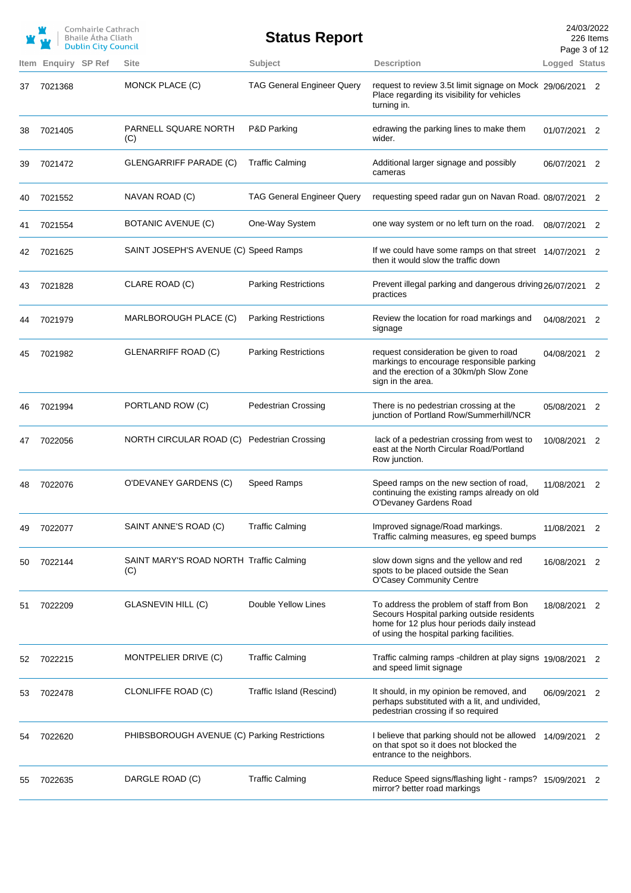# Status Report

| Item | Enquiry | SP Ref | Site | Subject | Description | Logged | Status |
|---|---|---|---|---|---|---|---|
| 37 | 7021368 | | MONCK PLACE (C) | TAG General Engineer Query | request to review 3.5t limit signage on Mock Place regarding its visibility for vehicles turning in. | 29/06/2021 | 2 |
| 38 | 7021405 | | PARNELL SQUARE NORTH (C) | P&D Parking | edrawing the parking lines to make them wider. | 01/07/2021 | 2 |
| 39 | 7021472 | | GLENGARRIFF PARADE (C) | Traffic Calming | Additional larger signage and possibly cameras | 06/07/2021 | 2 |
| 40 | 7021552 | | NAVAN ROAD (C) | TAG General Engineer Query | requesting speed radar gun on Navan Road. | 08/07/2021 | 2 |
| 41 | 7021554 | | BOTANIC AVENUE (C) | One-Way System | one way system or no left turn on the road. | 08/07/2021 | 2 |
| 42 | 7021625 | | SAINT JOSEPH'S AVENUE (C) | Speed Ramps | If we could have some ramps on that street then it would slow the traffic down | 14/07/2021 | 2 |
| 43 | 7021828 | | CLARE ROAD (C) | Parking Restrictions | Prevent illegal parking and dangerous driving practices | 26/07/2021 | 2 |
| 44 | 7021979 | | MARLBOROUGH PLACE (C) | Parking Restrictions | Review the location for road markings and signage | 04/08/2021 | 2 |
| 45 | 7021982 | | GLENARRIFF ROAD (C) | Parking Restrictions | request consideration be given to road markings to encourage responsible parking and the erection of a 30km/ph Slow Zone sign in the area. | 04/08/2021 | 2 |
| 46 | 7021994 | | PORTLAND ROW (C) | Pedestrian Crossing | There is no pedestrian crossing at the junction of Portland Row/Summerhill/NCR | 05/08/2021 | 2 |
| 47 | 7022056 | | NORTH CIRCULAR ROAD (C) | Pedestrian Crossing | lack of a pedestrian crossing from west to east at the North Circular Road/Portland Row junction. | 10/08/2021 | 2 |
| 48 | 7022076 | | O'DEVANEY GARDENS (C) | Speed Ramps | Speed ramps on the new section of road, continuing the existing ramps already on old O'Devaney Gardens Road | 11/08/2021 | 2 |
| 49 | 7022077 | | SAINT ANNE'S ROAD (C) | Traffic Calming | Improved signage/Road markings. Traffic calming measures, eg speed bumps | 11/08/2021 | 2 |
| 50 | 7022144 | | SAINT MARY'S ROAD NORTH (C) | Traffic Calming | slow down signs and the yellow and red spots to be placed outside the Sean O'Casey Community Centre | 16/08/2021 | 2 |
| 51 | 7022209 | | GLASNEVIN HILL (C) | Double Yellow Lines | To address the problem of staff from Bon Secours Hospital parking outside residents home for 12 plus hour periods daily instead of using the hospital parking facilities. | 18/08/2021 | 2 |
| 52 | 7022215 | | MONTPELIER DRIVE (C) | Traffic Calming | Traffic calming ramps -children at play signs and speed limit signage | 19/08/2021 | 2 |
| 53 | 7022478 | | CLONLIFFE ROAD (C) | Traffic Island (Rescind) | It should, in my opinion be removed, and perhaps substituted with a lit, and undivided, pedestrian crossing if so required | 06/09/2021 | 2 |
| 54 | 7022620 | | PHIBSBOROUGH AVENUE (C) | Parking Restrictions | I believe that parking should not be allowed on that spot so it does not blocked the entrance to the neighbors. | 14/09/2021 | 2 |
| 55 | 7022635 | | DARGLE ROAD (C) | Traffic Calming | Reduce Speed signs/flashing light - ramps? mirror? better road markings | 15/09/2021 | 2 |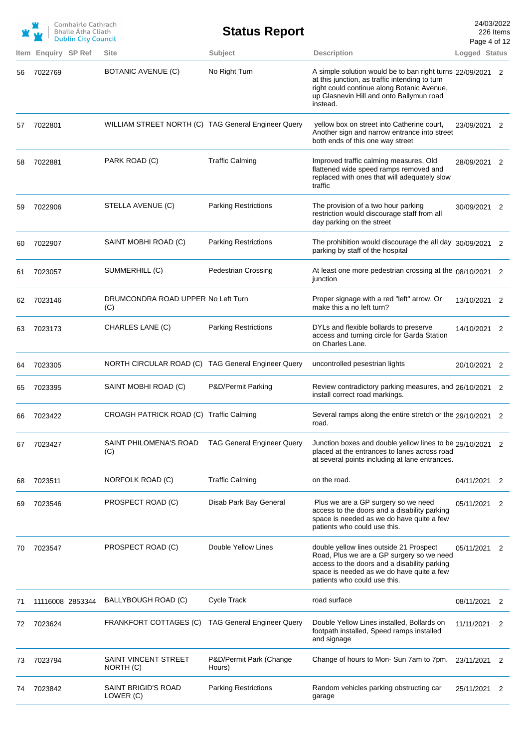| Item | Enquiry | SP Ref | Site | Subject | Description | Logged | Status |
|---|---|---|---|---|---|---|---|
| 56 | 7022769 | | BOTANIC AVENUE (C) | No Right Turn | A simple solution would be to ban right turns at this junction, as traffic intending to turn right could continue along Botanic Avenue, up Glasnevin Hill and onto Ballymun road instead. | 22/09/2021 | 2 |
| 57 | 7022801 | | WILLIAM STREET NORTH (C) | TAG General Engineer Query | yellow box on street into Catherine court, Another sign and narrow entrance into street both ends of this one way street | 23/09/2021 | 2 |
| 58 | 7022881 | | PARK ROAD (C) | Traffic Calming | Improved traffic calming measures, Old flattened wide speed ramps removed and replaced with ones that will adequately slow traffic | 28/09/2021 | 2 |
| 59 | 7022906 | | STELLA AVENUE (C) | Parking Restrictions | The provision of a two hour parking restriction would discourage staff from all day parking on the street | 30/09/2021 | 2 |
| 60 | 7022907 | | SAINT MOBHI ROAD (C) | Parking Restrictions | The prohibition would discourage the all day parking by staff of the hospital | 30/09/2021 | 2 |
| 61 | 7023057 | | SUMMERHILL (C) | Pedestrian Crossing | At least one more pedestrian crossing at the junction | 08/10/2021 | 2 |
| 62 | 7023146 | | DRUMCONDRA ROAD UPPER (C) | No Left Turn | Proper signage with a red "left" arrow. Or make this a no left turn? | 13/10/2021 | 2 |
| 63 | 7023173 | | CHARLES LANE (C) | Parking Restrictions | DYLs and flexible bollards to preserve access and turning circle for Garda Station on Charles Lane. | 14/10/2021 | 2 |
| 64 | 7023305 | | NORTH CIRCULAR ROAD (C) | TAG General Engineer Query | uncontrolled pesestrian lights | 20/10/2021 | 2 |
| 65 | 7023395 | | SAINT MOBHI ROAD (C) | P&D/Permit Parking | Review contradictory parking measures, and install correct road markings. | 26/10/2021 | 2 |
| 66 | 7023422 | | CROAGH PATRICK ROAD (C) | Traffic Calming | Several ramps along the entire stretch or the road. | 29/10/2021 | 2 |
| 67 | 7023427 | | SAINT PHILOMENA'S ROAD (C) | TAG General Engineer Query | Junction boxes and double yellow lines to be placed at the entrances to lanes across road at several points including at lane entrances. | 29/10/2021 | 2 |
| 68 | 7023511 | | NORFOLK ROAD (C) | Traffic Calming | on the road. | 04/11/2021 | 2 |
| 69 | 7023546 | | PROSPECT ROAD (C) | Disab Park Bay General | Plus we are a GP surgery so we need access to the doors and a disability parking space is needed as we do have quite a few patients who could use this. | 05/11/2021 | 2 |
| 70 | 7023547 | | PROSPECT ROAD (C) | Double Yellow Lines | double yellow lines outside 21 Prospect Road, Plus we are a GP surgery so we need access to the doors and a disability parking space is needed as we do have quite a few patients who could use this. | 05/11/2021 | 2 |
| 71 | 11116008 | 2853344 | BALLYBOUGH ROAD (C) | Cycle Track | road surface | 08/11/2021 | 2 |
| 72 | 7023624 | | FRANKFORT COTTAGES (C) | TAG General Engineer Query | Double Yellow Lines installed, Bollards on footpath installed, Speed ramps installed and signage | 11/11/2021 | 2 |
| 73 | 7023794 | | SAINT VINCENT STREET NORTH (C) | P&D/Permit Park (Change Hours) | Change of hours to Mon- Sun 7am to 7pm. | 23/11/2021 | 2 |
| 74 | 7023842 | | SAINT BRIGID'S ROAD LOWER (C) | Parking Restrictions | Random vehicles parking obstructing car garage | 25/11/2021 | 2 |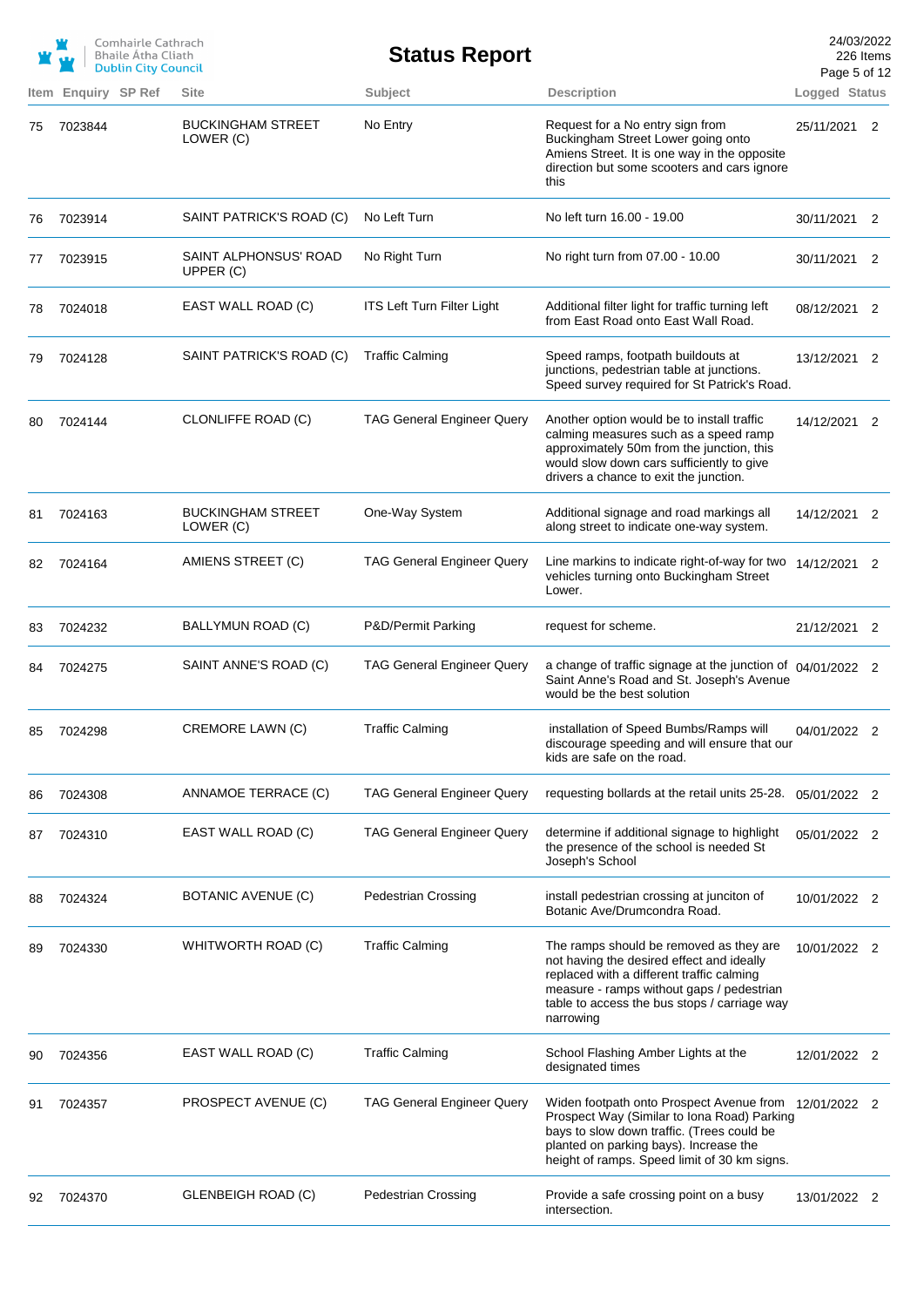| Item | Enquiry | SP Ref | Site | Subject | Description | Logged | Status |
|---|---|---|---|---|---|---|---|
| 75 | 7023844 | | BUCKINGHAM STREET LOWER (C) | No Entry | Request for a No entry sign from Buckingham Street Lower going onto Amiens Street. It is one way in the opposite direction but some scooters and cars ignore this | 25/11/2021 | 2 |
| 76 | 7023914 | | SAINT PATRICK'S ROAD (C) | No Left Turn | No left turn 16.00 - 19.00 | 30/11/2021 | 2 |
| 77 | 7023915 | | SAINT ALPHONSUS' ROAD UPPER (C) | No Right Turn | No right turn from 07.00 - 10.00 | 30/11/2021 | 2 |
| 78 | 7024018 | | EAST WALL ROAD (C) | ITS Left Turn Filter Light | Additional filter light for traffic turning left from East Road onto East Wall Road. | 08/12/2021 | 2 |
| 79 | 7024128 | | SAINT PATRICK'S ROAD (C) | Traffic Calming | Speed ramps, footpath buildouts at junctions, pedestrian table at junctions. Speed survey required for St Patrick's Road. | 13/12/2021 | 2 |
| 80 | 7024144 | | CLONLIFFE ROAD (C) | TAG General Engineer Query | Another option would be to install traffic calming measures such as a speed ramp approximately 50m from the junction, this would slow down cars sufficiently to give drivers a chance to exit the junction. | 14/12/2021 | 2 |
| 81 | 7024163 | | BUCKINGHAM STREET LOWER (C) | One-Way System | Additional signage and road markings all along street to indicate one-way system. | 14/12/2021 | 2 |
| 82 | 7024164 | | AMIENS STREET (C) | TAG General Engineer Query | Line markins to indicate right-of-way for two vehicles turning onto Buckingham Street Lower. | 14/12/2021 | 2 |
| 83 | 7024232 | | BALLYMUN ROAD (C) | P&D/Permit Parking | request for scheme. | 21/12/2021 | 2 |
| 84 | 7024275 | | SAINT ANNE'S ROAD (C) | TAG General Engineer Query | a change of traffic signage at the junction of Saint Anne's Road and St. Joseph's Avenue would be the best solution | 04/01/2022 | 2 |
| 85 | 7024298 | | CREMORE LAWN (C) | Traffic Calming | installation of Speed Bumbs/Ramps will discourage speeding and will ensure that our kids are safe on the road. | 04/01/2022 | 2 |
| 86 | 7024308 | | ANNAMOE TERRACE (C) | TAG General Engineer Query | requesting bollards at the retail units 25-28. | 05/01/2022 | 2 |
| 87 | 7024310 | | EAST WALL ROAD (C) | TAG General Engineer Query | determine if additional signage to highlight the presence of the school is needed St Joseph's School | 05/01/2022 | 2 |
| 88 | 7024324 | | BOTANIC AVENUE (C) | Pedestrian Crossing | install pedestrian crossing at junciton of Botanic Ave/Drumcondra Road. | 10/01/2022 | 2 |
| 89 | 7024330 | | WHITWORTH ROAD (C) | Traffic Calming | The ramps should be removed as they are not having the desired effect and ideally replaced with a different traffic calming measure - ramps without gaps / pedestrian table to access the bus stops / carriage way narrowing | 10/01/2022 | 2 |
| 90 | 7024356 | | EAST WALL ROAD (C) | Traffic Calming | School Flashing Amber Lights at the designated times | 12/01/2022 | 2 |
| 91 | 7024357 | | PROSPECT AVENUE (C) | TAG General Engineer Query | Widen footpath onto Prospect Avenue from Prospect Way (Similar to Iona Road) Parking bays to slow down traffic. (Trees could be planted on parking bays). Increase the height of ramps. Speed limit of 30 km signs. | 12/01/2022 | 2 |
| 92 | 7024370 | | GLENBEIGH ROAD (C) | Pedestrian Crossing | Provide a safe crossing point on a busy intersection. | 13/01/2022 | 2 |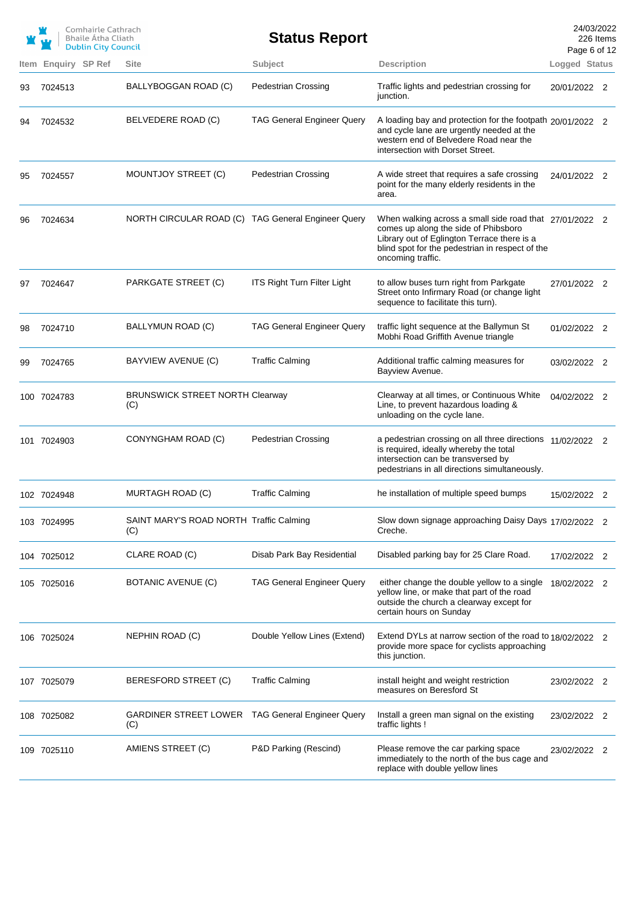# Status Report

| Item | Enquiry | SP Ref | Site | Subject | Description | Logged | Status |
|---|---|---|---|---|---|---|---|
| 93 | 7024513 | | BALLYBOGGAN ROAD (C) | Pedestrian Crossing | Traffic lights and pedestrian crossing for junction. | 20/01/2022 | 2 |
| 94 | 7024532 | | BELVEDERE ROAD (C) | TAG General Engineer Query | A loading bay and protection for the footpath and cycle lane are urgently needed at the western end of Belvedere Road near the intersection with Dorset Street. | 20/01/2022 | 2 |
| 95 | 7024557 | | MOUNTJOY STREET (C) | Pedestrian Crossing | A wide street that requires a safe crossing point for the many elderly residents in the area. | 24/01/2022 | 2 |
| 96 | 7024634 | | NORTH CIRCULAR ROAD (C) | TAG General Engineer Query | When walking across a small side road that comes up along the side of Phibsboro Library out of Eglington Terrace there is a blind spot for the pedestrian in respect of the oncoming traffic. | 27/01/2022 | 2 |
| 97 | 7024647 | | PARKGATE STREET (C) | ITS Right Turn Filter Light | to allow buses turn right from Parkgate Street onto Infirmary Road (or change light sequence to facilitate this turn). | 27/01/2022 | 2 |
| 98 | 7024710 | | BALLYMUN ROAD (C) | TAG General Engineer Query | traffic light sequence at the Ballymun St Mobhi Road Griffith Avenue triangle | 01/02/2022 | 2 |
| 99 | 7024765 | | BAYVIEW AVENUE (C) | Traffic Calming | Additional traffic calming measures for Bayview Avenue. | 03/02/2022 | 2 |
| 100 | 7024783 | | BRUNSWICK STREET NORTH (C) | Clearway | Clearway at all times, or Continuous White Line, to prevent hazardous loading & unloading on the cycle lane. | 04/02/2022 | 2 |
| 101 | 7024903 | | CONYNGHAM ROAD (C) | Pedestrian Crossing | a pedestrian crossing on all three directions is required, ideally whereby the total intersection can be transversed by pedestrians in all directions simultaneously. | 11/02/2022 | 2 |
| 102 | 7024948 | | MURTAGH ROAD (C) | Traffic Calming | he installation of multiple speed bumps | 15/02/2022 | 2 |
| 103 | 7024995 | | SAINT MARY'S ROAD NORTH (C) | Traffic Calming | Slow down signage approaching Daisy Days Creche. | 17/02/2022 | 2 |
| 104 | 7025012 | | CLARE ROAD (C) | Disab Park Bay Residential | Disabled parking bay for 25 Clare Road. | 17/02/2022 | 2 |
| 105 | 7025016 | | BOTANIC AVENUE (C) | TAG General Engineer Query | either change the double yellow to a single yellow line, or make that part of the road outside the church a clearway except for certain hours on Sunday | 18/02/2022 | 2 |
| 106 | 7025024 | | NEPHIN ROAD (C) | Double Yellow Lines (Extend) | Extend DYLs at narrow section of the road to provide more space for cyclists approaching this junction. | 18/02/2022 | 2 |
| 107 | 7025079 | | BERESFORD STREET (C) | Traffic Calming | install height and weight restriction measures on Beresford St | 23/02/2022 | 2 |
| 108 | 7025082 | | GARDINER STREET LOWER (C) | TAG General Engineer Query | Install a green man signal on the existing traffic lights ! | 23/02/2022 | 2 |
| 109 | 7025110 | | AMIENS STREET (C) | P&D Parking (Rescind) | Please remove the car parking space immediately to the north of the bus cage and replace with double yellow lines | 23/02/2022 | 2 |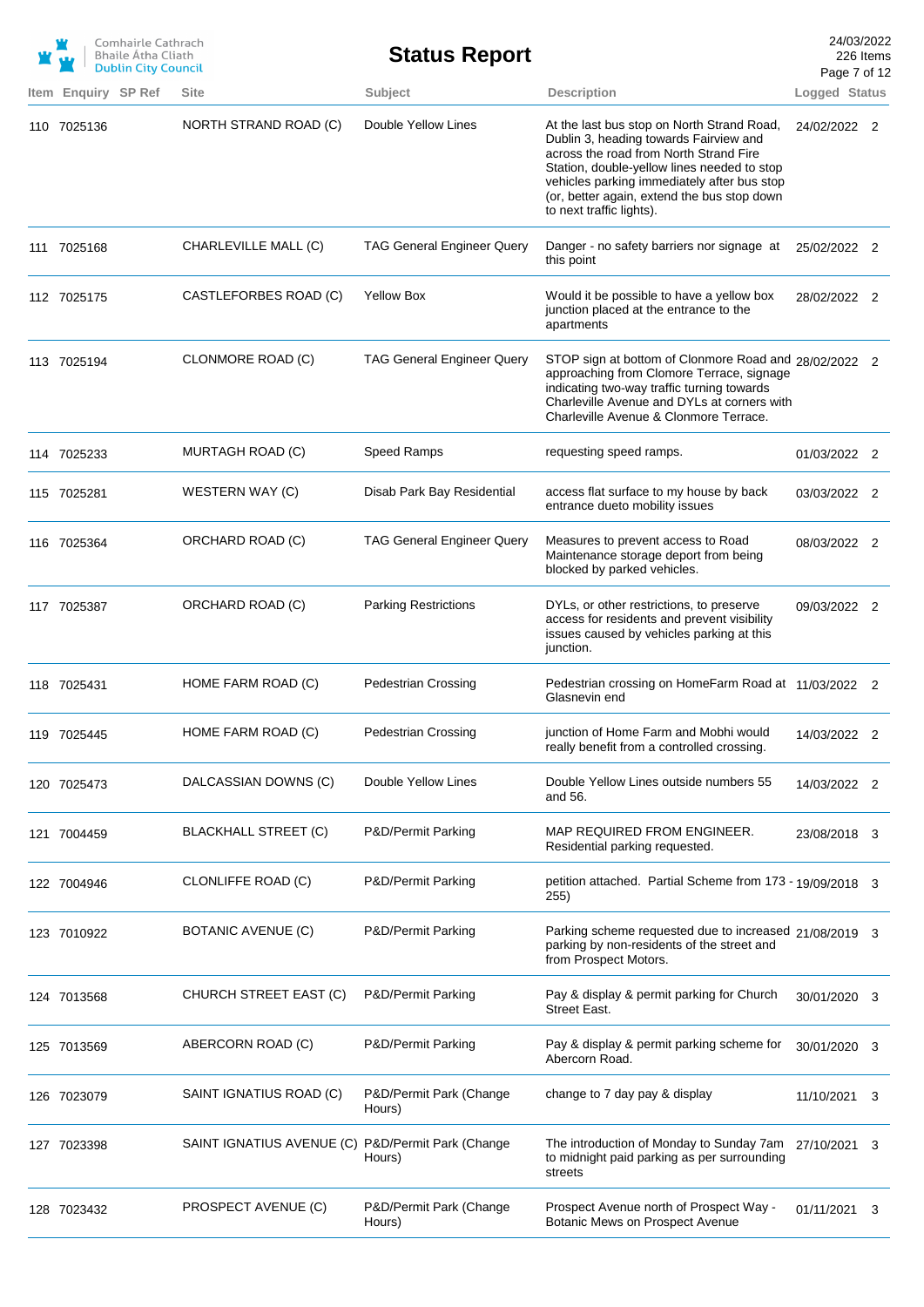| Item | Enquiry | SP Ref | Site | Subject | Description | Logged | Status |
|---|---|---|---|---|---|---|---|
| 110 | 7025136 | | NORTH STRAND ROAD (C) | Double Yellow Lines | At the last bus stop on North Strand Road, Dublin 3, heading towards Fairview and across the road from North Strand Fire Station, double-yellow lines needed to stop vehicles parking immediately after bus stop (or, better again, extend the bus stop down to next traffic lights). | 24/02/2022 | 2 |
| 111 | 7025168 | | CHARLEVILLE MALL (C) | TAG General Engineer Query | Danger - no safety barriers nor signage at this point | 25/02/2022 | 2 |
| 112 | 7025175 | | CASTLEFORBES ROAD (C) | Yellow Box | Would it be possible to have a yellow box junction placed at the entrance to the apartments | 28/02/2022 | 2 |
| 113 | 7025194 | | CLONMORE ROAD (C) | TAG General Engineer Query | STOP sign at bottom of Clonmore Road and approaching from Clomore Terrace, signage indicating two-way traffic turning towards Charleville Avenue and DYLs at corners with Charleville Avenue & Clonmore Terrace. | 28/02/2022 | 2 |
| 114 | 7025233 | | MURTAGH ROAD (C) | Speed Ramps | requesting speed ramps. | 01/03/2022 | 2 |
| 115 | 7025281 | | WESTERN WAY (C) | Disab Park Bay Residential | access flat surface to my house by back entrance dueto mobility issues | 03/03/2022 | 2 |
| 116 | 7025364 | | ORCHARD ROAD (C) | TAG General Engineer Query | Measures to prevent access to Road Maintenance storage deport from being blocked by parked vehicles. | 08/03/2022 | 2 |
| 117 | 7025387 | | ORCHARD ROAD (C) | Parking Restrictions | DYLs, or other restrictions, to preserve access for residents and prevent visibility issues caused by vehicles parking at this junction. | 09/03/2022 | 2 |
| 118 | 7025431 | | HOME FARM ROAD (C) | Pedestrian Crossing | Pedestrian crossing on HomeFarm Road at Glasnevin end | 11/03/2022 | 2 |
| 119 | 7025445 | | HOME FARM ROAD (C) | Pedestrian Crossing | junction of Home Farm and Mobhi would really benefit from a controlled crossing. | 14/03/2022 | 2 |
| 120 | 7025473 | | DALCASSIAN DOWNS (C) | Double Yellow Lines | Double Yellow Lines outside numbers 55 and 56. | 14/03/2022 | 2 |
| 121 | 7004459 | | BLACKHALL STREET (C) | P&D/Permit Parking | MAP REQUIRED FROM ENGINEER. Residential parking requested. | 23/08/2018 | 3 |
| 122 | 7004946 | | CLONLIFFE ROAD (C) | P&D/Permit Parking | petition attached. Partial Scheme from 173 - 255) | 19/09/2018 | 3 |
| 123 | 7010922 | | BOTANIC AVENUE (C) | P&D/Permit Parking | Parking scheme requested due to increased parking by non-residents of the street and from Prospect Motors. | 21/08/2019 | 3 |
| 124 | 7013568 | | CHURCH STREET EAST (C) | P&D/Permit Parking | Pay & display & permit parking for Church Street East. | 30/01/2020 | 3 |
| 125 | 7013569 | | ABERCORN ROAD (C) | P&D/Permit Parking | Pay & display & permit parking scheme for Abercorn Road. | 30/01/2020 | 3 |
| 126 | 7023079 | | SAINT IGNATIUS ROAD (C) | P&D/Permit Park (Change Hours) | change to 7 day pay & display | 11/10/2021 | 3 |
| 127 | 7023398 | | SAINT IGNATIUS AVENUE (C) | P&D/Permit Park (Change Hours) | The introduction of Monday to Sunday 7am to midnight paid parking as per surrounding streets | 27/10/2021 | 3 |
| 128 | 7023432 | | PROSPECT AVENUE (C) | P&D/Permit Park (Change Hours) | Prospect Avenue north of Prospect Way - Botanic Mews on Prospect Avenue | 01/11/2021 | 3 |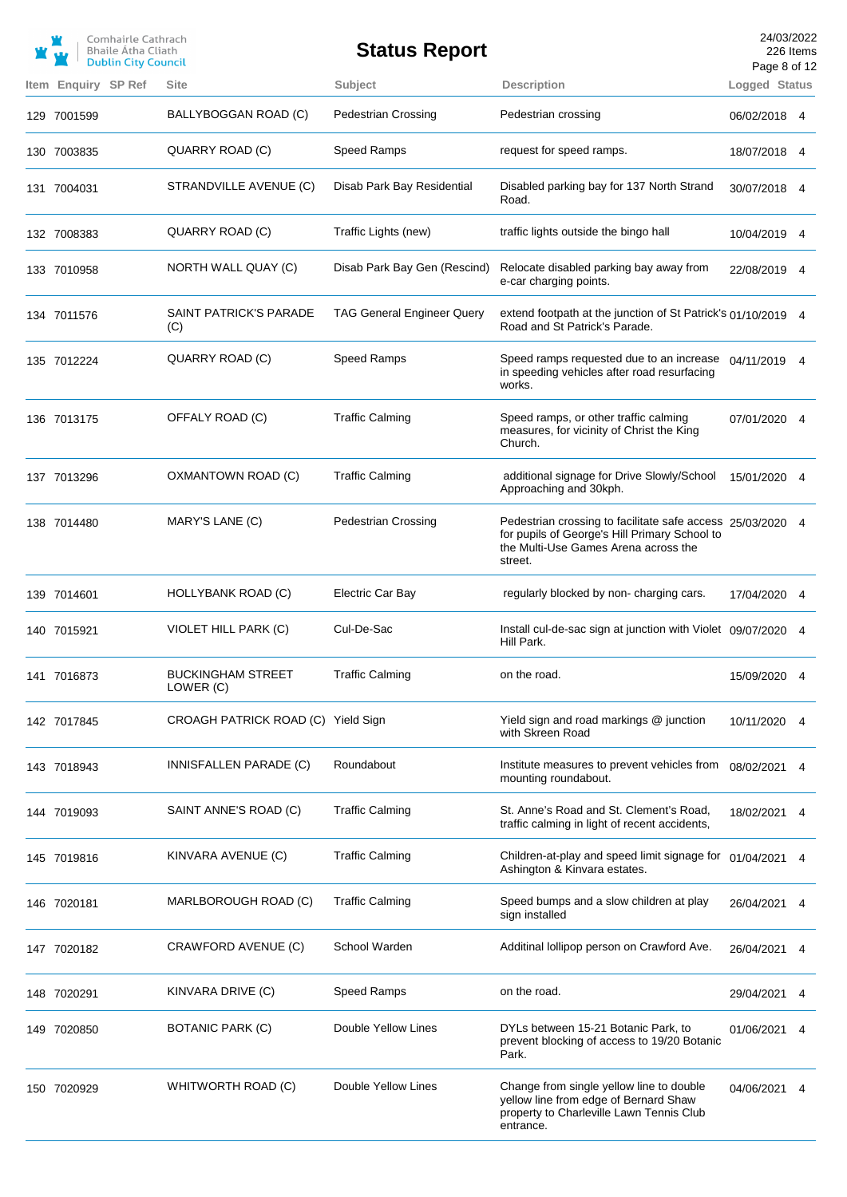| Item | Enquiry | SP Ref | Site | Subject | Description | Logged | Status |
|---|---|---|---|---|---|---|---|
| 129 | 7001599 | | BALLYBOGGAN ROAD (C) | Pedestrian Crossing | Pedestrian crossing | 06/02/2018 | 4 |
| 130 | 7003835 | | QUARRY ROAD (C) | Speed Ramps | request for speed ramps. | 18/07/2018 | 4 |
| 131 | 7004031 | | STRANDVILLE AVENUE (C) | Disab Park Bay Residential | Disabled parking bay for 137 North Strand Road. | 30/07/2018 | 4 |
| 132 | 7008383 | | QUARRY ROAD (C) | Traffic Lights (new) | traffic lights outside the bingo hall | 10/04/2019 | 4 |
| 133 | 7010958 | | NORTH WALL QUAY (C) | Disab Park Bay Gen (Rescind) | Relocate disabled parking bay away from e-car charging points. | 22/08/2019 | 4 |
| 134 | 7011576 | | SAINT PATRICK'S PARADE (C) | TAG General Engineer Query | extend footpath at the junction of St Patrick's Road and St Patrick's Parade. | 01/10/2019 | 4 |
| 135 | 7012224 | | QUARRY ROAD (C) | Speed Ramps | Speed ramps requested due to an increase in speeding vehicles after road resurfacing works. | 04/11/2019 | 4 |
| 136 | 7013175 | | OFFALY ROAD (C) | Traffic Calming | Speed ramps, or other traffic calming measures, for vicinity of Christ the King Church. | 07/01/2020 | 4 |
| 137 | 7013296 | | OXMANTOWN ROAD (C) | Traffic Calming | additional signage for Drive Slowly/School Approaching and 30kph. | 15/01/2020 | 4 |
| 138 | 7014480 | | MARY'S LANE (C) | Pedestrian Crossing | Pedestrian crossing to facilitate safe access for pupils of George's Hill Primary School to the Multi-Use Games Arena across the street. | 25/03/2020 | 4 |
| 139 | 7014601 | | HOLLYBANK ROAD (C) | Electric Car Bay | regularly blocked by non- charging cars. | 17/04/2020 | 4 |
| 140 | 7015921 | | VIOLET HILL PARK (C) | Cul-De-Sac | Install cul-de-sac sign at junction with Violet Hill Park. | 09/07/2020 | 4 |
| 141 | 7016873 | | BUCKINGHAM STREET LOWER (C) | Traffic Calming | on the road. | 15/09/2020 | 4 |
| 142 | 7017845 | | CROAGH PATRICK ROAD (C) | Yield Sign | Yield sign and road markings @ junction with Skreen Road | 10/11/2020 | 4 |
| 143 | 7018943 | | INNISFALLEN PARADE (C) | Roundabout | Institute measures to prevent vehicles from mounting roundabout. | 08/02/2021 | 4 |
| 144 | 7019093 | | SAINT ANNE'S ROAD (C) | Traffic Calming | St. Anne's Road and St. Clement's Road, traffic calming in light of recent accidents, | 18/02/2021 | 4 |
| 145 | 7019816 | | KINVARA AVENUE (C) | Traffic Calming | Children-at-play and speed limit signage for Ashington & Kinvara estates. | 01/04/2021 | 4 |
| 146 | 7020181 | | MARLBOROUGH ROAD (C) | Traffic Calming | Speed bumps and a slow children at play sign installed | 26/04/2021 | 4 |
| 147 | 7020182 | | CRAWFORD AVENUE (C) | School Warden | Additinal lollipop person on Crawford Ave. | 26/04/2021 | 4 |
| 148 | 7020291 | | KINVARA DRIVE (C) | Speed Ramps | on the road. | 29/04/2021 | 4 |
| 149 | 7020850 | | BOTANIC PARK (C) | Double Yellow Lines | DYLs between 15-21 Botanic Park, to prevent blocking of access to 19/20 Botanic Park. | 01/06/2021 | 4 |
| 150 | 7020929 | | WHITWORTH ROAD (C) | Double Yellow Lines | Change from single yellow line to double yellow line from edge of Bernard Shaw property to Charleville Lawn Tennis Club entrance. | 04/06/2021 | 4 |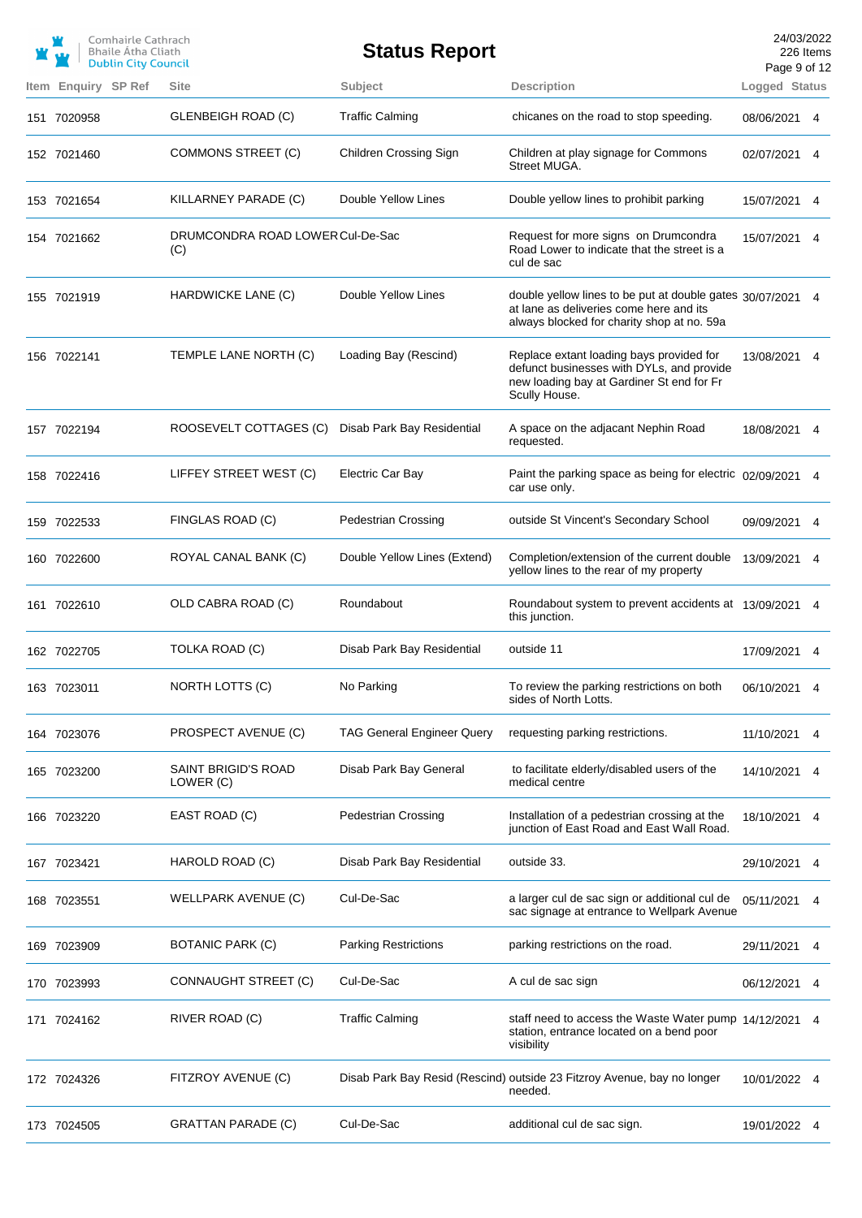| Item | Enquiry | SP Ref | Site | Subject | Description | Logged | Status |
|---|---|---|---|---|---|---|---|
| 151 | 7020958 | | GLENBEIGH ROAD (C) | Traffic Calming | chicanes on the road to stop speeding. | 08/06/2021 | 4 |
| 152 | 7021460 | | COMMONS STREET (C) | Children Crossing Sign | Children at play signage for Commons Street MUGA. | 02/07/2021 | 4 |
| 153 | 7021654 | | KILLARNEY PARADE (C) | Double Yellow Lines | Double yellow lines to prohibit parking | 15/07/2021 | 4 |
| 154 | 7021662 | | DRUMCONDRA ROAD LOWER (C) | Cul-De-Sac | Request for more signs on Drumcondra Road Lower to indicate that the street is a cul de sac | 15/07/2021 | 4 |
| 155 | 7021919 | | HARDWICKE LANE (C) | Double Yellow Lines | double yellow lines to be put at double gates at lane as deliveries come here and its always blocked for charity shop at no. 59a | 30/07/2021 | 4 |
| 156 | 7022141 | | TEMPLE LANE NORTH (C) | Loading Bay (Rescind) | Replace extant loading bays provided for defunct businesses with DYLs, and provide new loading bay at Gardiner St end for Fr Scully House. | 13/08/2021 | 4 |
| 157 | 7022194 | | ROOSEVELT COTTAGES (C) | Disab Park Bay Residential | A space on the adajcant Nephin Road requested. | 18/08/2021 | 4 |
| 158 | 7022416 | | LIFFEY STREET WEST (C) | Electric Car Bay | Paint the parking space as being for electric car use only. | 02/09/2021 | 4 |
| 159 | 7022533 | | FINGLAS ROAD (C) | Pedestrian Crossing | outside St Vincent's Secondary School | 09/09/2021 | 4 |
| 160 | 7022600 | | ROYAL CANAL BANK (C) | Double Yellow Lines (Extend) | Completion/extension of the current double yellow lines to the rear of my property | 13/09/2021 | 4 |
| 161 | 7022610 | | OLD CABRA ROAD (C) | Roundabout | Roundabout system to prevent accidents at this junction. | 13/09/2021 | 4 |
| 162 | 7022705 | | TOLKA ROAD (C) | Disab Park Bay Residential | outside 11 | 17/09/2021 | 4 |
| 163 | 7023011 | | NORTH LOTTS (C) | No Parking | To review the parking restrictions on both sides of North Lotts. | 06/10/2021 | 4 |
| 164 | 7023076 | | PROSPECT AVENUE (C) | TAG General Engineer Query | requesting parking restrictions. | 11/10/2021 | 4 |
| 165 | 7023200 | | SAINT BRIGID'S ROAD LOWER (C) | Disab Park Bay General | to facilitate elderly/disabled users of the medical centre | 14/10/2021 | 4 |
| 166 | 7023220 | | EAST ROAD (C) | Pedestrian Crossing | Installation of a pedestrian crossing at the junction of East Road and East Wall Road. | 18/10/2021 | 4 |
| 167 | 7023421 | | HAROLD ROAD (C) | Disab Park Bay Residential | outside 33. | 29/10/2021 | 4 |
| 168 | 7023551 | | WELLPARK AVENUE (C) | Cul-De-Sac | a larger cul de sac sign or additional cul de sac signage at entrance to Wellpark Avenue | 05/11/2021 | 4 |
| 169 | 7023909 | | BOTANIC PARK (C) | Parking Restrictions | parking restrictions on the road. | 29/11/2021 | 4 |
| 170 | 7023993 | | CONNAUGHT STREET (C) | Cul-De-Sac | A cul de sac sign | 06/12/2021 | 4 |
| 171 | 7024162 | | RIVER ROAD (C) | Traffic Calming | staff need to access the Waste Water pump station, entrance located on a bend poor visibility | 14/12/2021 | 4 |
| 172 | 7024326 | | FITZROY AVENUE (C) | Disab Park Bay Resid (Rescind) | outside 23 Fitzroy Avenue, bay no longer needed. | 10/01/2022 | 4 |
| 173 | 7024505 | | GRATTAN PARADE (C) | Cul-De-Sac | additional cul de sac sign. | 19/01/2022 | 4 |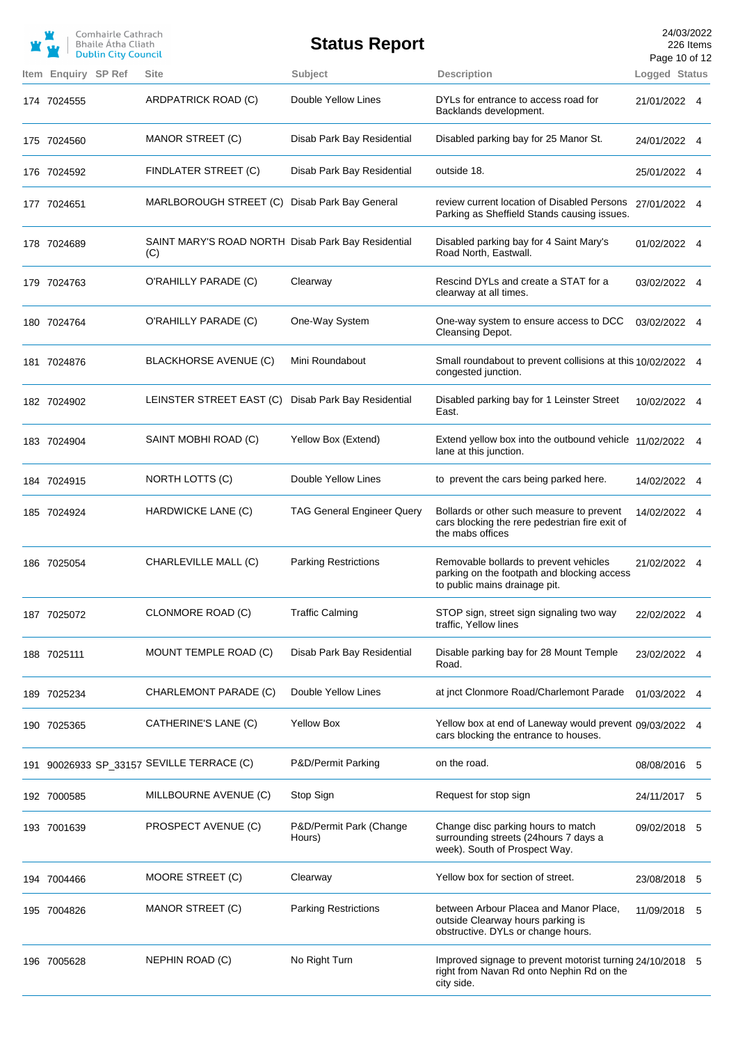| Item | Enquiry | SP Ref | Site | Subject | Description | Logged | Status |
|---|---|---|---|---|---|---|---|
| 174 | 7024555 | | ARDPATRICK ROAD (C) | Double Yellow Lines | DYLs for entrance to access road for Backlands development. | 21/01/2022 | 4 |
| 175 | 7024560 | | MANOR STREET (C) | Disab Park Bay Residential | Disabled parking bay for 25 Manor St. | 24/01/2022 | 4 |
| 176 | 7024592 | | FINDLATER STREET (C) | Disab Park Bay Residential | outside 18. | 25/01/2022 | 4 |
| 177 | 7024651 | | MARLBOROUGH STREET (C) | Disab Park Bay General | review current location of Disabled Persons Parking as Sheffield Stands causing issues. | 27/01/2022 | 4 |
| 178 | 7024689 | | SAINT MARY'S ROAD NORTH (C) | Disab Park Bay Residential | Disabled parking bay for 4 Saint Mary's Road North, Eastwall. | 01/02/2022 | 4 |
| 179 | 7024763 | | O'RAHILLY PARADE (C) | Clearway | Rescind DYLs and create a STAT for a clearway at all times. | 03/02/2022 | 4 |
| 180 | 7024764 | | O'RAHILLY PARADE (C) | One-Way System | One-way system to ensure access to DCC Cleansing Depot. | 03/02/2022 | 4 |
| 181 | 7024876 | | BLACKHORSE AVENUE (C) | Mini Roundabout | Small roundabout to prevent collisions at this congested junction. | 10/02/2022 | 4 |
| 182 | 7024902 | | LEINSTER STREET EAST (C) | Disab Park Bay Residential | Disabled parking bay for 1 Leinster Street East. | 10/02/2022 | 4 |
| 183 | 7024904 | | SAINT MOBHI ROAD (C) | Yellow Box (Extend) | Extend yellow box into the outbound vehicle lane at this junction. | 11/02/2022 | 4 |
| 184 | 7024915 | | NORTH LOTTS (C) | Double Yellow Lines | to prevent the cars being parked here. | 14/02/2022 | 4 |
| 185 | 7024924 | | HARDWICKE LANE (C) | TAG General Engineer Query | Bollards or other such measure to prevent cars blocking the rere pedestrian fire exit of the mabs offices | 14/02/2022 | 4 |
| 186 | 7025054 | | CHARLEVILLE MALL (C) | Parking Restrictions | Removable bollards to prevent vehicles parking on the footpath and blocking access to public mains drainage pit. | 21/02/2022 | 4 |
| 187 | 7025072 | | CLONMORE ROAD (C) | Traffic Calming | STOP sign, street sign signaling two way traffic, Yellow lines | 22/02/2022 | 4 |
| 188 | 7025111 | | MOUNT TEMPLE ROAD (C) | Disab Park Bay Residential | Disable parking bay for 28 Mount Temple Road. | 23/02/2022 | 4 |
| 189 | 7025234 | | CHARLEMONT PARADE (C) | Double Yellow Lines | at jnct Clonmore Road/Charlemont Parade | 01/03/2022 | 4 |
| 190 | 7025365 | | CATHERINE'S LANE (C) | Yellow Box | Yellow box at end of Laneway would prevent cars blocking the entrance to houses. | 09/03/2022 | 4 |
| 191 | 90026933 | SP_33157 | SEVILLE TERRACE (C) | P&D/Permit Parking | on the road. | 08/08/2016 | 5 |
| 192 | 7000585 | | MILLBOURNE AVENUE (C) | Stop Sign | Request for stop sign | 24/11/2017 | 5 |
| 193 | 7001639 | | PROSPECT AVENUE (C) | P&D/Permit Park (Change Hours) | Change disc parking hours to match surrounding streets (24hours 7 days a week). South of Prospect Way. | 09/02/2018 | 5 |
| 194 | 7004466 | | MOORE STREET (C) | Clearway | Yellow box for section of street. | 23/08/2018 | 5 |
| 195 | 7004826 | | MANOR STREET (C) | Parking Restrictions | between Arbour Placea and Manor Place, outside Clearway hours parking is obstructive. DYLs or change hours. | 11/09/2018 | 5 |
| 196 | 7005628 | | NEPHIN ROAD (C) | No Right Turn | Improved signage to prevent motorist turning right from Navan Rd onto Nephin Rd on the city side. | 24/10/2018 | 5 |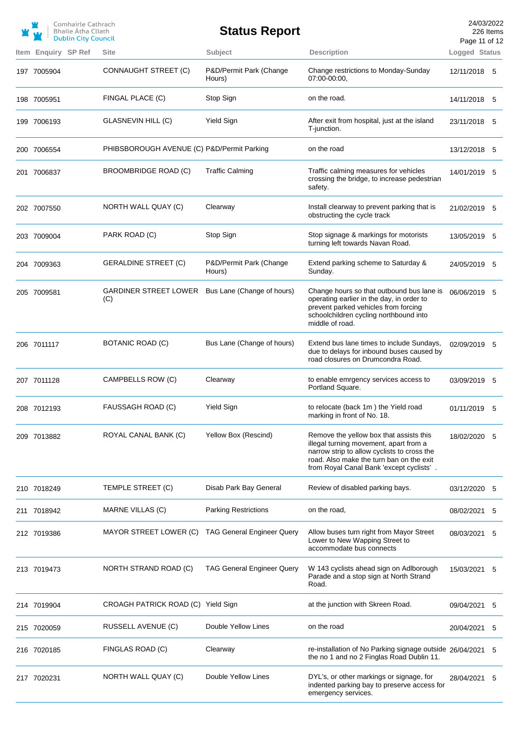| Item | Enquiry | SP Ref | Site | Subject | Description | Logged | Status |
|---|---|---|---|---|---|---|---|
| 197 | 7005904 | | CONNAUGHT STREET (C) | P&D/Permit Park (Change Hours) | Change restrictions to Monday-Sunday 07:00-00:00, | 12/11/2018 | 5 |
| 198 | 7005951 | | FINGAL PLACE (C) | Stop Sign | on the road. | 14/11/2018 | 5 |
| 199 | 7006193 | | GLASNEVIN HILL (C) | Yield Sign | After exit from hospital, just at the island T-junction. | 23/11/2018 | 5 |
| 200 | 7006554 | | PHIBSBOROUGH AVENUE (C) | P&D/Permit Parking | on the road | 13/12/2018 | 5 |
| 201 | 7006837 | | BROOMBRIDGE ROAD (C) | Traffic Calming | Traffic calming measures for vehicles crossing the bridge, to increase pedestrian safety. | 14/01/2019 | 5 |
| 202 | 7007550 | | NORTH WALL QUAY (C) | Clearway | Install clearway to prevent parking that is obstructing the cycle track | 21/02/2019 | 5 |
| 203 | 7009004 | | PARK ROAD (C) | Stop Sign | Stop signage & markings for motorists turning left towards Navan Road. | 13/05/2019 | 5 |
| 204 | 7009363 | | GERALDINE STREET (C) | P&D/Permit Park (Change Hours) | Extend parking scheme to Saturday & Sunday. | 24/05/2019 | 5 |
| 205 | 7009581 | | GARDINER STREET LOWER (C) | Bus Lane (Change of hours) | Change hours so that outbound bus lane is operating earlier in the day, in order to prevent parked vehicles from forcing schoolchildren cycling northbound into middle of road. | 06/06/2019 | 5 |
| 206 | 7011117 | | BOTANIC ROAD (C) | Bus Lane (Change of hours) | Extend bus lane times to include Sundays, due to delays for inbound buses caused by road closures on Drumcondra Road. | 02/09/2019 | 5 |
| 207 | 7011128 | | CAMPBELLS ROW (C) | Clearway | to enable emrgency services access to Portland Square. | 03/09/2019 | 5 |
| 208 | 7012193 | | FAUSSAGH ROAD (C) | Yield Sign | to relocate (back 1m ) the Yield road marking in front of No. 18. | 01/11/2019 | 5 |
| 209 | 7013882 | | ROYAL CANAL BANK (C) | Yellow Box (Rescind) | Remove the yellow box that assists this illegal turning movement, apart from a narrow strip to allow cyclists to cross the road. Also make the turn ban on the exit from Royal Canal Bank 'except cyclists' . | 18/02/2020 | 5 |
| 210 | 7018249 | | TEMPLE STREET (C) | Disab Park Bay General | Review of disabled parking bays. | 03/12/2020 | 5 |
| 211 | 7018942 | | MARNE VILLAS (C) | Parking Restrictions | on the road, | 08/02/2021 | 5 |
| 212 | 7019386 | | MAYOR STREET LOWER (C) | TAG General Engineer Query | Allow buses turn right from Mayor Street Lower to New Wapping Street to accommodate bus connects | 08/03/2021 | 5 |
| 213 | 7019473 | | NORTH STRAND ROAD (C) | TAG General Engineer Query | W 143 cyclists ahead sign on Adlborough Parade and a stop sign at North Strand Road. | 15/03/2021 | 5 |
| 214 | 7019904 | | CROAGH PATRICK ROAD (C) | Yield Sign | at the junction with Skreen Road. | 09/04/2021 | 5 |
| 215 | 7020059 | | RUSSELL AVENUE (C) | Double Yellow Lines | on the road | 20/04/2021 | 5 |
| 216 | 7020185 | | FINGLAS ROAD (C) | Clearway | re-installation of No Parking signage outside the no 1 and no 2 Finglas Road Dublin 11. | 26/04/2021 | 5 |
| 217 | 7020231 | | NORTH WALL QUAY (C) | Double Yellow Lines | DYL's, or other markings or signage, for indented parking bay to preserve access for emergency services. | 28/04/2021 | 5 |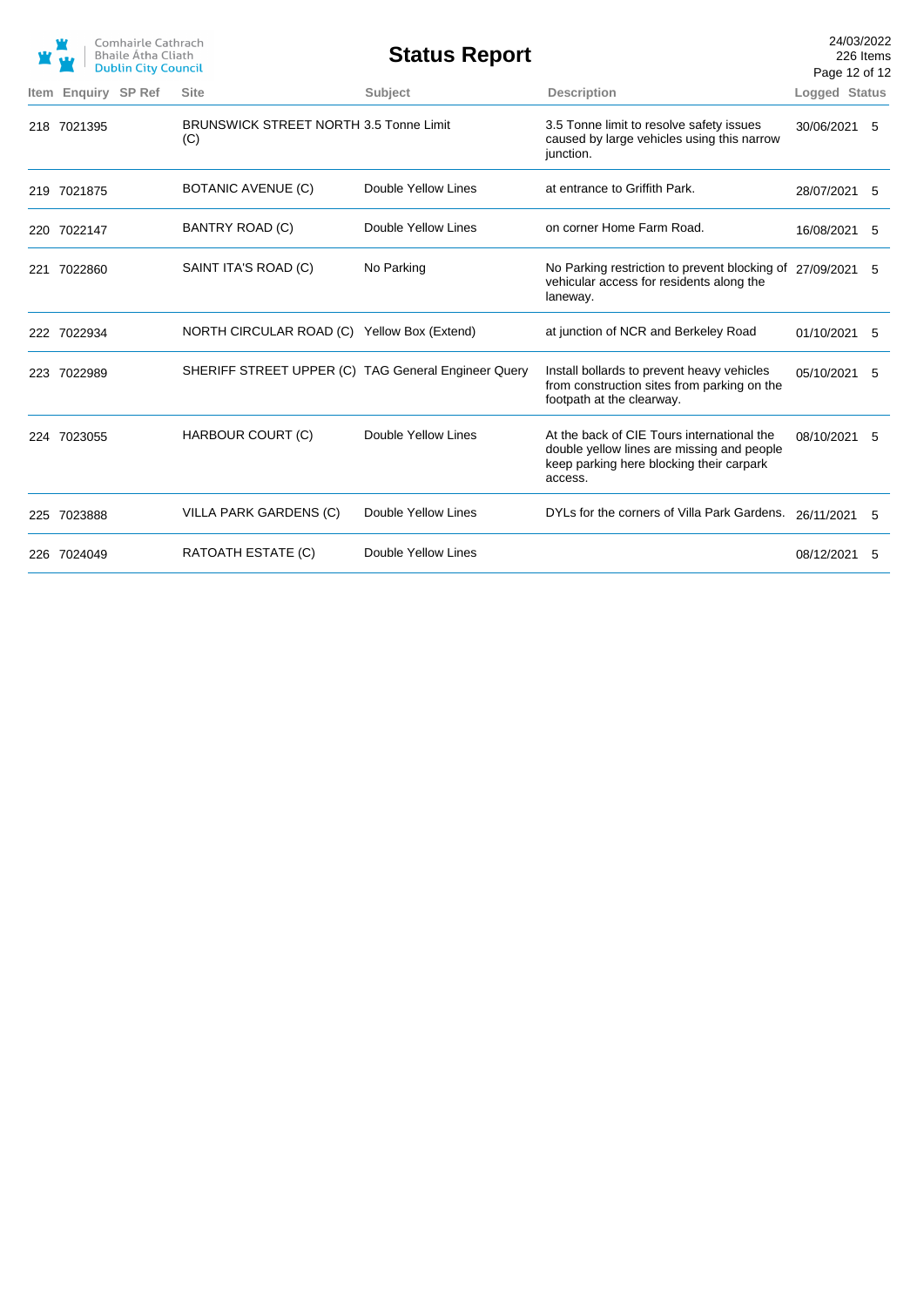# Status Report

24/03/2022
226 Items

| Item | Enquiry | SP Ref | Site | Subject | Description | Logged | Status |
|---|---|---|---|---|---|---|---|
| 218 | 7021395 | | BRUNSWICK STREET NORTH (C) | 3.5 Tonne Limit | 3.5 Tonne limit to resolve safety issues caused by large vehicles using this narrow junction. | 30/06/2021 | 5 |
| 219 | 7021875 | | BOTANIC AVENUE (C) | Double Yellow Lines | at entrance to Griffith Park. | 28/07/2021 | 5 |
| 220 | 7022147 | | BANTRY ROAD (C) | Double Yellow Lines | on corner Home Farm Road. | 16/08/2021 | 5 |
| 221 | 7022860 | | SAINT ITA'S ROAD (C) | No Parking | No Parking restriction to prevent blocking of vehicular access for residents along the laneway. | 27/09/2021 | 5 |
| 222 | 7022934 | | NORTH CIRCULAR ROAD (C) | Yellow Box (Extend) | at junction of NCR and Berkeley Road | 01/10/2021 | 5 |
| 223 | 7022989 | | SHERIFF STREET UPPER (C) | TAG General Engineer Query | Install bollards to prevent heavy vehicles from construction sites from parking on the footpath at the clearway. | 05/10/2021 | 5 |
| 224 | 7023055 | | HARBOUR COURT (C) | Double Yellow Lines | At the back of CIE Tours international the double yellow lines are missing and people keep parking here blocking their carpark access. | 08/10/2021 | 5 |
| 225 | 7023888 | | VILLA PARK GARDENS (C) | Double Yellow Lines | DYLs for the corners of Villa Park Gardens. | 26/11/2021 | 5 |
| 226 | 7024049 | | RATOATH ESTATE (C) | Double Yellow Lines | | 08/12/2021 | 5 |